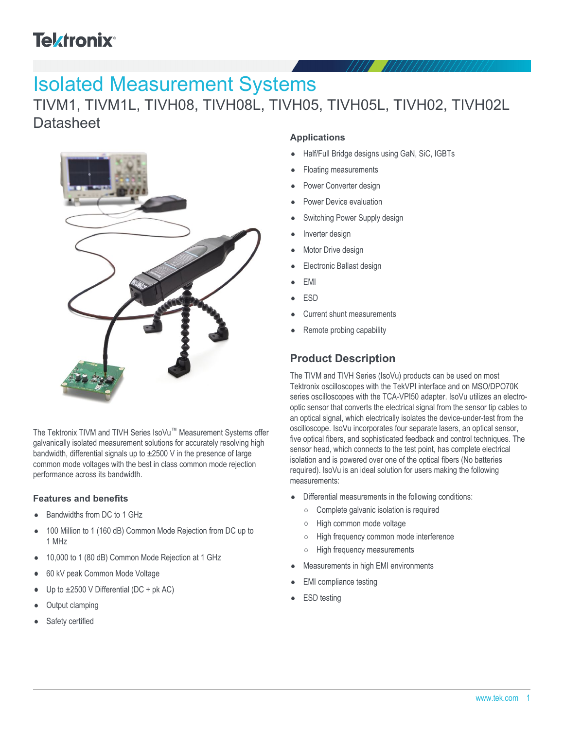Tektronix

# Isolated Measurement Systems

TIVM1, TIVM1L, TIVH08, TIVH08L, TIVH05, TIVH05L, TIVH02, TIVH02L Datasheet

The Tektronix TIVM and TIVH Series IsoVu™ Measurement Systems offer galvanically isolated measurement solutions for accurately resolving high bandwidth, differential signals up to ±2500 V in the presence of large common mode voltages with the best in class common mode rejection performance across its bandwidth.

### Features and benefits

- Bandwidths from DC to 1 GHz
- 100 Million to 1 (160 dB) Common Mode Rejection from DC up to 1 MHz
- 10,000 to 1 (80 dB) Common Mode Rejection at 1 GHz
- 60 kV peak Common Mode Voltage
- Up to ±2500 V Differential (DC + pk AC)
- Output clamping
- Safety certified

### Applications

- Half/Full Bridge designs using GaN, SiC, IGBTs
- Floating measurements
- Power Converter design
- Power Device evaluation
- Switching Power Supply design
- Inverter design
- Motor Drive design
- Electronic Ballast design
- EMI
- ESD
- Current shunt measurements
- Remote probing capability

## Product Description

The TIVM and TIVH Series (IsoVu) products can be used on most Tektronix oscilloscopes with the TekVPI interface and on MSO/DPO70K series oscilloscopes with the TCA-VPI50 adapter. IsoVu utilizes an electro-optic sensor that converts the electrical signal from the sensor tip cables to an optical signal, which electrically isolates the device-under-test from the oscilloscope. IsoVu incorporates four separate lasers, an optical sensor, five optical fibers, and sophisticated feedback and control techniques. The sensor head, which connects to the test point, has complete electrical isolation and is powered over one of the optical fibers (No batteries required). IsoVu is an ideal solution for users making the following measurements:

- Differential measurements in the following conditions:
  - Complete galvanic isolation is required
  - High common mode voltage
  - High frequency common mode interference
  - High frequency measurements
- Measurements in high EMI environments
- EMI compliance testing
- ESD testing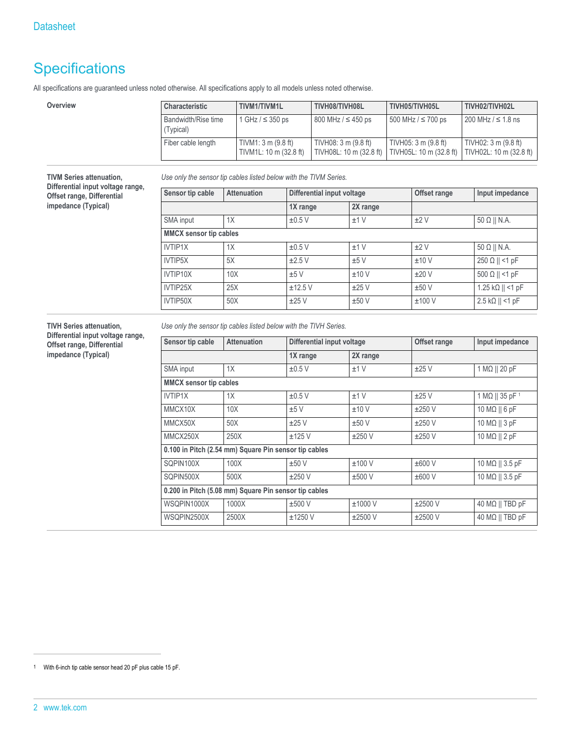# Specifications

All specifications are guaranteed unless noted otherwise. All specifications apply to all models unless noted otherwise.

**Overview**

| Characteristic | TIVM1/TIVM1L | TIVH08/TIVH08L | TIVH05/TIVH05L | TIVH02/TIVH02L |
|---|---|---|---|---|
| Bandwidth/Rise time (Typical) | 1 GHz / ≤ 350 ps | 800 MHz / ≤ 450 ps | 500 MHz / ≤ 700 ps | 200 MHz / ≤ 1.8 ns |
| Fiber cable length | TIVM1: 3 m (9.8 ft) TIVM1L: 10 m (32.8 ft) | TIVH08: 3 m (9.8 ft) TIVH08L: 10 m (32.8 ft) | TIVH05: 3 m (9.8 ft) TIVH05L: 10 m (32.8 ft) | TIVH02: 3 m (9.8 ft) TIVH02L: 10 m (32.8 ft) |

**TIVM Series attenuation, Differential input voltage range, Offset range, Differential impedance (Typical)**

*Use only the sensor tip cables listed below with the TIVM Series.*

| Sensor tip cable | Attenuation | Differential input voltage | | Offset range | Input impedance |
|---|---|---|---|---|---|
| | | 1X range | 2X range | | |
| SMA input | 1X | ±0.5 V | ±1 V | ±2 V | 50 Ω \|\| N.A. |
| **MMCX sensor tip cables** | | | | | |
| IVTIP1X | 1X | ±0.5 V | ±1 V | ±2 V | 50 Ω \|\| N.A. |
| IVTIP5X | 5X | ±2.5 V | ±5 V | ±10 V | 250 Ω \|\| <1 pF |
| IVTIP10X | 10X | ±5 V | ±10 V | ±20 V | 500 Ω \|\| <1 pF |
| IVTIP25X | 25X | ±12.5 V | ±25 V | ±50 V | 1.25 kΩ \|\| <1 pF |
| IVTIP50X | 50X | ±25 V | ±50 V | ±100 V | 2.5 kΩ \|\| <1 pF |

**TIVH Series attenuation, Differential input voltage range, Offset range, Differential impedance (Typical)**

*Use only the sensor tip cables listed below with the TIVH Series.*

| Sensor tip cable | Attenuation | Differential input voltage | | Offset range | Input impedance |
|---|---|---|---|---|---|
| | | 1X range | 2X range | | |
| SMA input | 1X | ±0.5 V | ±1 V | ±25 V | 1 MΩ \|\| 20 pF |
| **MMCX sensor tip cables** | | | | | |
| IVTIP1X | 1X | ±0.5 V | ±1 V | ±25 V | 1 MΩ \|\| 35 pF [1] |
| MMCX10X | 10X | ±5 V | ±10 V | ±250 V | 10 MΩ \|\| 6 pF |
| MMCX50X | 50X | ±25 V | ±50 V | ±250 V | 10 MΩ \|\| 3 pF |
| MMCX250X | 250X | ±125 V | ±250 V | ±250 V | 10 MΩ \|\| 2 pF |
| **0.100 in Pitch (2.54 mm) Square Pin sensor tip cables** | | | | | |
| SQPIN100X | 100X | ±50 V | ±100 V | ±600 V | 10 MΩ \|\| 3.5 pF |
| SQPIN500X | 500X | ±250 V | ±500 V | ±600 V | 10 MΩ \|\| 3.5 pF |
| **0.200 in Pitch (5.08 mm) Square Pin sensor tip cables** | | | | | |
| WSQPIN1000X | 1000X | ±500 V | ±1000 V | ±2500 V | 40 MΩ \|\| TBD pF |
| WSQPIN2500X | 2500X | ±1250 V | ±2500 V | ±2500 V | 40 MΩ \|\| TBD pF |

[1] With 6-inch tip cable sensor head 20 pF plus cable 15 pF.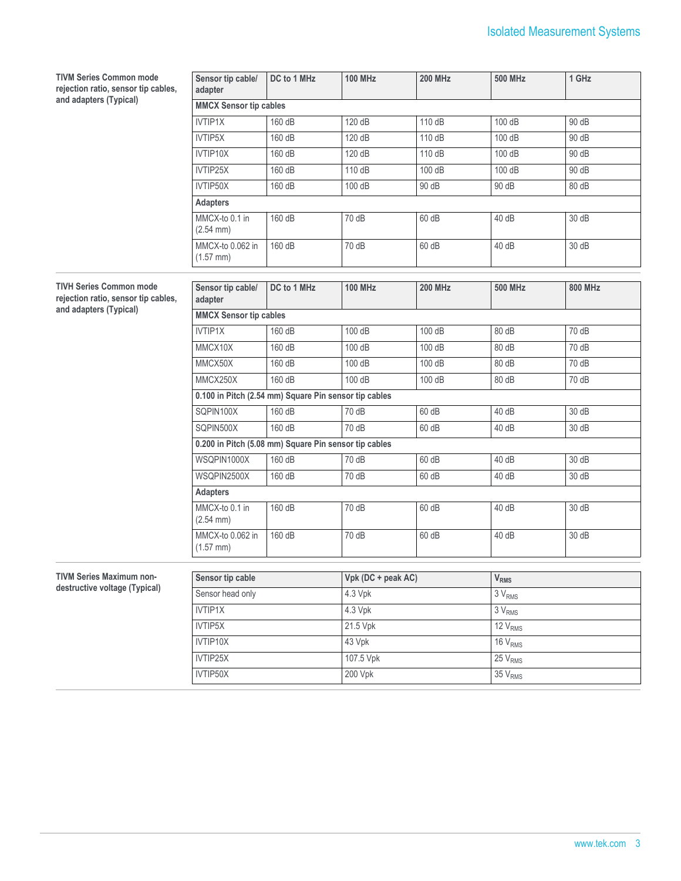**TIVM Series Common mode rejection ratio, sensor tip cables, and adapters (Typical)**

| Sensor tip cable/ adapter | DC to 1 MHz | 100 MHz | 200 MHz | 500 MHz | 1 GHz |
|---|---|---|---|---|---|
| **MMCX Sensor tip cables** | | | | | |
| IVTIP1X | 160 dB | 120 dB | 110 dB | 100 dB | 90 dB |
| IVTIP5X | 160 dB | 120 dB | 110 dB | 100 dB | 90 dB |
| IVTIP10X | 160 dB | 120 dB | 110 dB | 100 dB | 90 dB |
| IVTIP25X | 160 dB | 110 dB | 100 dB | 100 dB | 90 dB |
| IVTIP50X | 160 dB | 100 dB | 90 dB | 90 dB | 80 dB |
| **Adapters** | | | | | |
| MMCX-to 0.1 in (2.54 mm) | 160 dB | 70 dB | 60 dB | 40 dB | 30 dB |
| MMCX-to 0.062 in (1.57 mm) | 160 dB | 70 dB | 60 dB | 40 dB | 30 dB |

**TIVH Series Common mode rejection ratio, sensor tip cables, and adapters (Typical)**

| Sensor tip cable/ adapter | DC to 1 MHz | 100 MHz | 200 MHz | 500 MHz | 800 MHz |
|---|---|---|---|---|---|
| **MMCX Sensor tip cables** | | | | | |
| IVTIP1X | 160 dB | 100 dB | 100 dB | 80 dB | 70 dB |
| MMCX10X | 160 dB | 100 dB | 100 dB | 80 dB | 70 dB |
| MMCX50X | 160 dB | 100 dB | 100 dB | 80 dB | 70 dB |
| MMCX250X | 160 dB | 100 dB | 100 dB | 80 dB | 70 dB |
| **0.100 in Pitch (2.54 mm) Square Pin sensor tip cables** | | | | | |
| SQPIN100X | 160 dB | 70 dB | 60 dB | 40 dB | 30 dB |
| SQPIN500X | 160 dB | 70 dB | 60 dB | 40 dB | 30 dB |
| **0.200 in Pitch (5.08 mm) Square Pin sensor tip cables** | | | | | |
| WSQPIN1000X | 160 dB | 70 dB | 60 dB | 40 dB | 30 dB |
| WSQPIN2500X | 160 dB | 70 dB | 60 dB | 40 dB | 30 dB |
| **Adapters** | | | | | |
| MMCX-to 0.1 in (2.54 mm) | 160 dB | 70 dB | 60 dB | 40 dB | 30 dB |
| MMCX-to 0.062 in (1.57 mm) | 160 dB | 70 dB | 60 dB | 40 dB | 30 dB |

**TIVM Series Maximum non-destructive voltage (Typical)**

| Sensor tip cable | Vpk (DC + peak AC) | $V_{RMS}$ |
|---|---|---|
| Sensor head only | 4.3 Vpk | 3 $V_{RMS}$ |
| IVTIP1X | 4.3 Vpk | 3 $V_{RMS}$ |
| IVTIP5X | 21.5 Vpk | 12 $V_{RMS}$ |
| IVTIP10X | 43 Vpk | 16 $V_{RMS}$ |
| IVTIP25X | 107.5 Vpk | 25 $V_{RMS}$ |
| IVTIP50X | 200 Vpk | 35 $V_{RMS}$ |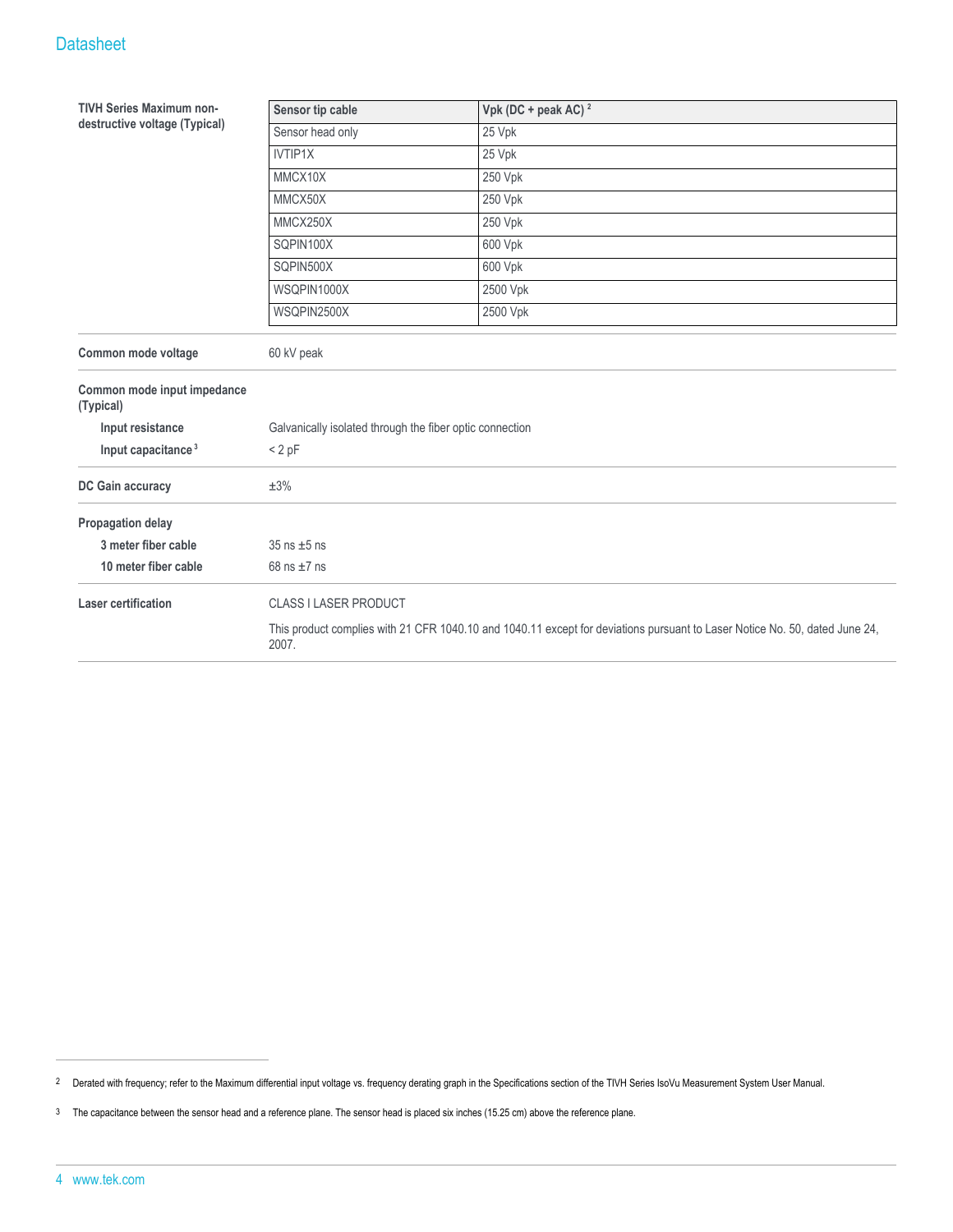**TIVH Series Maximum non-destructive voltage (Typical)**

| Sensor tip cable | Vpk (DC + peak AC) [2] |
| --- | --- |
| Sensor head only | 25 Vpk |
| IVTIP1X | 25 Vpk |
| MMCX10X | 250 Vpk |
| MMCX50X | 250 Vpk |
| MMCX250X | 250 Vpk |
| SQPIN100X | 600 Vpk |
| SQPIN500X | 600 Vpk |
| WSQPIN1000X | 2500 Vpk |
| WSQPIN2500X | 2500 Vpk |

**Common mode voltage**

60 kV peak

**Common mode input impedance (Typical)**

- **Input resistance**: Galvanically isolated through the fiber optic connection
- **Input capacitance** [3]: < 2 pF

**DC Gain accuracy**

±3%

**Propagation delay**

- **3 meter fiber cable**: 35 ns ±5 ns
- **10 meter fiber cable**: 68 ns ±7 ns

**Laser certification**

CLASS I LASER PRODUCT

This product complies with 21 CFR 1040.10 and 1040.11 except for deviations pursuant to Laser Notice No. 50, dated June 24, 2007.

---

[2] Derated with frequency; refer to the Maximum differential input voltage vs. frequency derating graph in the Specifications section of the TIVH Series IsoVu Measurement System User Manual.

[3] The capacitance between the sensor head and a reference plane. The sensor head is placed six inches (15.25 cm) above the reference plane.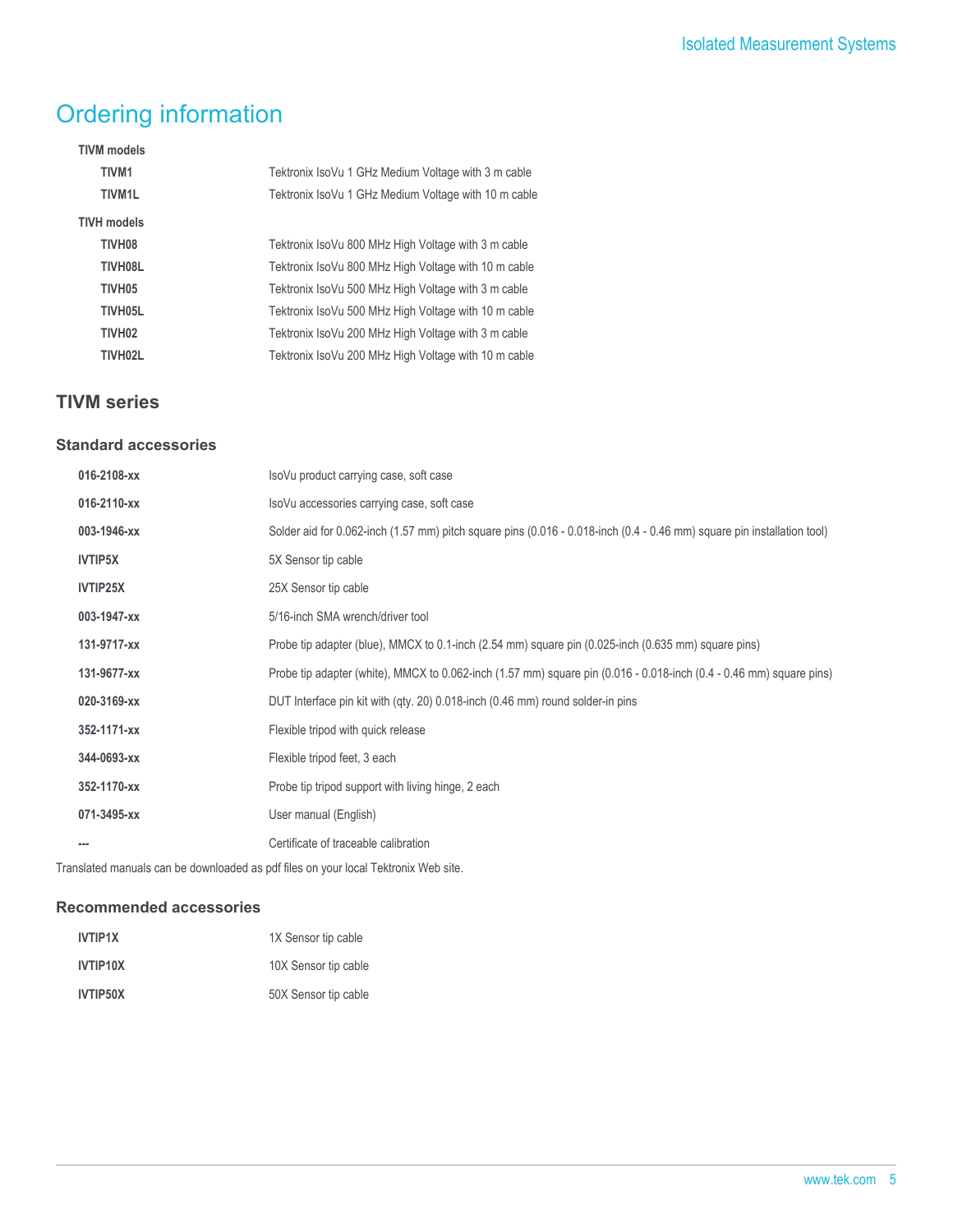# Ordering information

**TIVM models**

| | |
|---|---|
| **TIVM1** | Tektronix IsoVu 1 GHz Medium Voltage with 3 m cable |
| **TIVM1L** | Tektronix IsoVu 1 GHz Medium Voltage with 10 m cable |

**TIVH models**

| | |
|---|---|
| **TIVH08** | Tektronix IsoVu 800 MHz High Voltage with 3 m cable |
| **TIVH08L** | Tektronix IsoVu 800 MHz High Voltage with 10 m cable |
| **TIVH05** | Tektronix IsoVu 500 MHz High Voltage with 3 m cable |
| **TIVH05L** | Tektronix IsoVu 500 MHz High Voltage with 10 m cable |
| **TIVH02** | Tektronix IsoVu 200 MHz High Voltage with 3 m cable |
| **TIVH02L** | Tektronix IsoVu 200 MHz High Voltage with 10 m cable |

## TIVM series

### Standard accessories

| | |
|---|---|
| **016-2108-xx** | IsoVu product carrying case, soft case |
| **016-2110-xx** | IsoVu accessories carrying case, soft case |
| **003-1946-xx** | Solder aid for 0.062-inch (1.57 mm) pitch square pins (0.016 - 0.018-inch (0.4 - 0.46 mm) square pin installation tool) |
| **IVTIP5X** | 5X Sensor tip cable |
| **IVTIP25X** | 25X Sensor tip cable |
| **003-1947-xx** | 5/16-inch SMA wrench/driver tool |
| **131-9717-xx** | Probe tip adapter (blue), MMCX to 0.1-inch (2.54 mm) square pin (0.025-inch (0.635 mm) square pins) |
| **131-9677-xx** | Probe tip adapter (white), MMCX to 0.062-inch (1.57 mm) square pin (0.016 - 0.018-inch (0.4 - 0.46 mm) square pins) |
| **020-3169-xx** | DUT Interface pin kit with (qty. 20) 0.018-inch (0.46 mm) round solder-in pins |
| **352-1171-xx** | Flexible tripod with quick release |
| **344-0693-xx** | Flexible tripod feet, 3 each |
| **352-1170-xx** | Probe tip tripod support with living hinge, 2 each |
| **071-3495-xx** | User manual (English) |
| **---** | Certificate of traceable calibration |

Translated manuals can be downloaded as pdf files on your local Tektronix Web site.

### Recommended accessories

| | |
|---|---|
| **IVTIP1X** | 1X Sensor tip cable |
| **IVTIP10X** | 10X Sensor tip cable |
| **IVTIP50X** | 50X Sensor tip cable |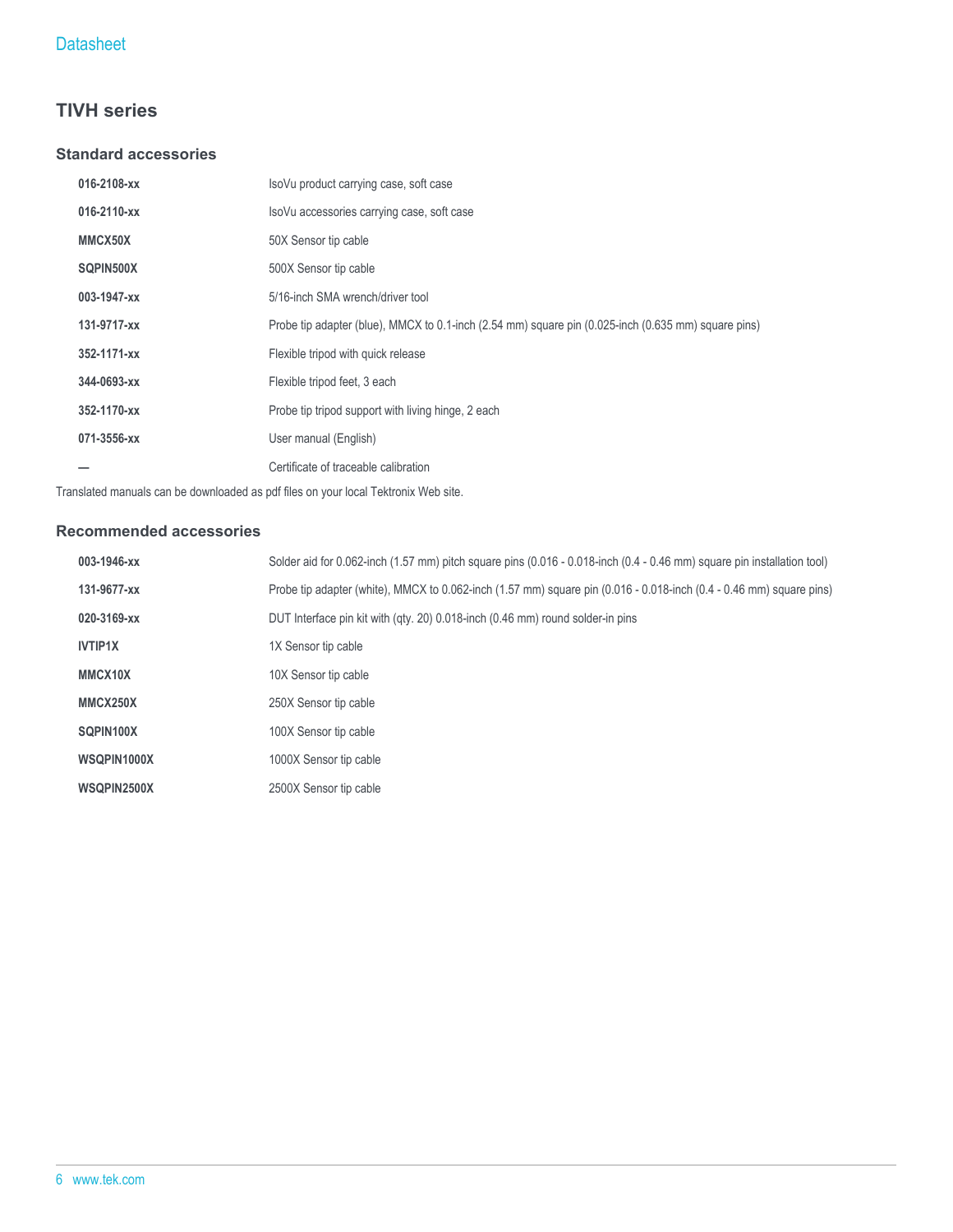## TIVH series

### Standard accessories

| | |
|---|---|
| **016-2108-xx** | IsoVu product carrying case, soft case |
| **016-2110-xx** | IsoVu accessories carrying case, soft case |
| **MMCX50X** | 50X Sensor tip cable |
| **SQPIN500X** | 500X Sensor tip cable |
| **003-1947-xx** | 5/16-inch SMA wrench/driver tool |
| **131-9717-xx** | Probe tip adapter (blue), MMCX to 0.1-inch (2.54 mm) square pin (0.025-inch (0.635 mm) square pins) |
| **352-1171-xx** | Flexible tripod with quick release |
| **344-0693-xx** | Flexible tripod feet, 3 each |
| **352-1170-xx** | Probe tip tripod support with living hinge, 2 each |
| **071-3556-xx** | User manual (English) |
| **—** | Certificate of traceable calibration |

Translated manuals can be downloaded as pdf files on your local Tektronix Web site.

### Recommended accessories

| | |
|---|---|
| **003-1946-xx** | Solder aid for 0.062-inch (1.57 mm) pitch square pins (0.016 - 0.018-inch (0.4 - 0.46 mm) square pin installation tool) |
| **131-9677-xx** | Probe tip adapter (white), MMCX to 0.062-inch (1.57 mm) square pin (0.016 - 0.018-inch (0.4 - 0.46 mm) square pins) |
| **020-3169-xx** | DUT Interface pin kit with (qty. 20) 0.018-inch (0.46 mm) round solder-in pins |
| **IVTIP1X** | 1X Sensor tip cable |
| **MMCX10X** | 10X Sensor tip cable |
| **MMCX250X** | 250X Sensor tip cable |
| **SQPIN100X** | 100X Sensor tip cable |
| **WSQPIN1000X** | 1000X Sensor tip cable |
| **WSQPIN2500X** | 2500X Sensor tip cable |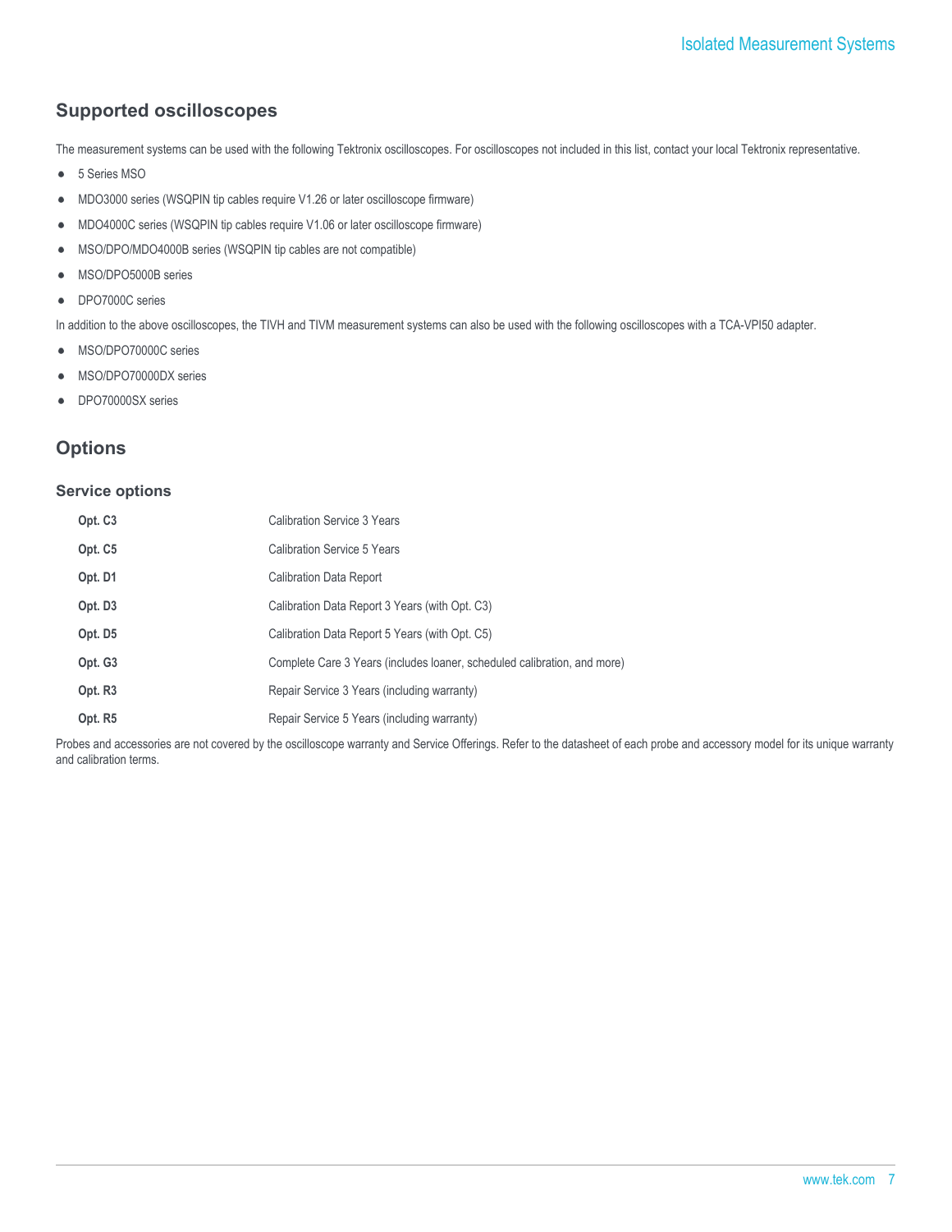## Supported oscilloscopes

The measurement systems can be used with the following Tektronix oscilloscopes. For oscilloscopes not included in this list, contact your local Tektronix representative.

- 5 Series MSO
- MDO3000 series (WSQPIN tip cables require V1.26 or later oscilloscope firmware)
- MDO4000C series (WSQPIN tip cables require V1.06 or later oscilloscope firmware)
- MSO/DPO/MDO4000B series (WSQPIN tip cables are not compatible)
- MSO/DPO5000B series
- DPO7000C series

In addition to the above oscilloscopes, the TIVH and TIVM measurement systems can also be used with the following oscilloscopes with a TCA-VPI50 adapter.

- MSO/DPO70000C series
- MSO/DPO70000DX series
- DPO70000SX series

## Options

### Service options

| | |
|---|---|
| **Opt. C3** | Calibration Service 3 Years |
| **Opt. C5** | Calibration Service 5 Years |
| **Opt. D1** | Calibration Data Report |
| **Opt. D3** | Calibration Data Report 3 Years (with Opt. C3) |
| **Opt. D5** | Calibration Data Report 5 Years (with Opt. C5) |
| **Opt. G3** | Complete Care 3 Years (includes loaner, scheduled calibration, and more) |
| **Opt. R3** | Repair Service 3 Years (including warranty) |
| **Opt. R5** | Repair Service 5 Years (including warranty) |

Probes and accessories are not covered by the oscilloscope warranty and Service Offerings. Refer to the datasheet of each probe and accessory model for its unique warranty and calibration terms.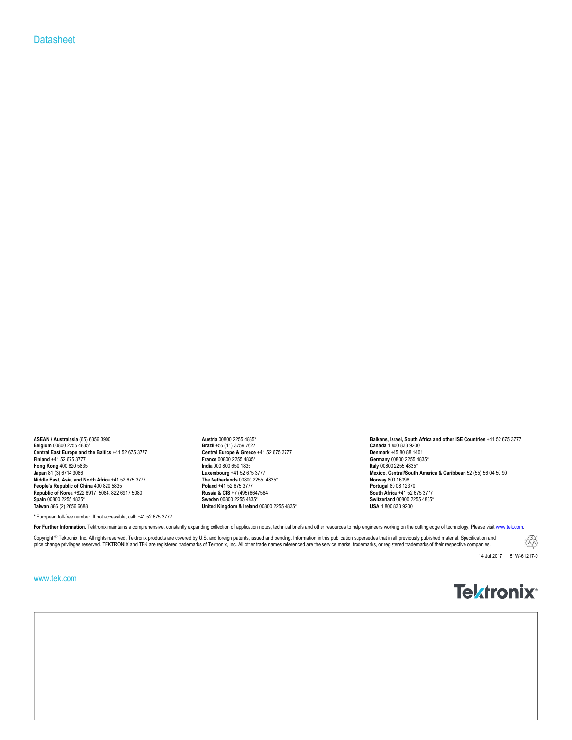**ASEAN / Australasia** (65) 6356 3900
**Belgium** 00800 2255 4835*
**Central East Europe and the Baltics** +41 52 675 3777
**Finland** +41 52 675 3777
**Hong Kong** 400 820 5835
**Japan** 81 (3) 6714 3086
**Middle East, Asia, and North Africa** +41 52 675 3777
**People's Republic of China** 400 820 5835
**Republic of Korea** +822 6917 5084, 822 6917 5080
**Spain** 00800 2255 4835*
**Taiwan** 886 (2) 2656 6688

**Austria** 00800 2255 4835*
**Brazil** +55 (11) 3759 7627
**Central Europe & Greece** +41 52 675 3777
**France** 00800 2255 4835*
**India** 000 800 650 1835
**Luxembourg** +41 52 675 3777
**The Netherlands** 00800 2255 4835*
**Poland** +41 52 675 3777
**Russia & CIS** +7 (495) 6647564
**Sweden** 00800 2255 4835*
**United Kingdom & Ireland** 00800 2255 4835*

**Balkans, Israel, South Africa and other ISE Countries** +41 52 675 3777
**Canada** 1 800 833 9200
**Denmark** +45 80 88 1401
**Germany** 00800 2255 4835*
**Italy** 00800 2255 4835*
**Mexico, Central/South America & Caribbean** 52 (55) 56 04 50 90
**Norway** 800 16098
**Portugal** 80 08 12370
**South Africa** +41 52 675 3777
**Switzerland** 00800 2255 4835*
**USA** 1 800 833 9200

* European toll-free number. If not accessible, call: +41 52 675 3777

**For Further Information.** Tektronix maintains a comprehensive, constantly expanding collection of application notes, technical briefs and other resources to help engineers working on the cutting edge of technology. Please visit www.tek.com.

Copyright © Tektronix, Inc. All rights reserved. Tektronix products are covered by U.S. and foreign patents, issued and pending. Information in this publication supersedes that in all previously published material. Specification and price change privileges reserved. TEKTRONIX and TEK are registered trademarks of Tektronix, Inc. All other trade names referenced are the service marks, trademarks, or registered trademarks of their respective companies.

14 Jul 2017 51W-61217-0

www.tek.com

Tektronix®